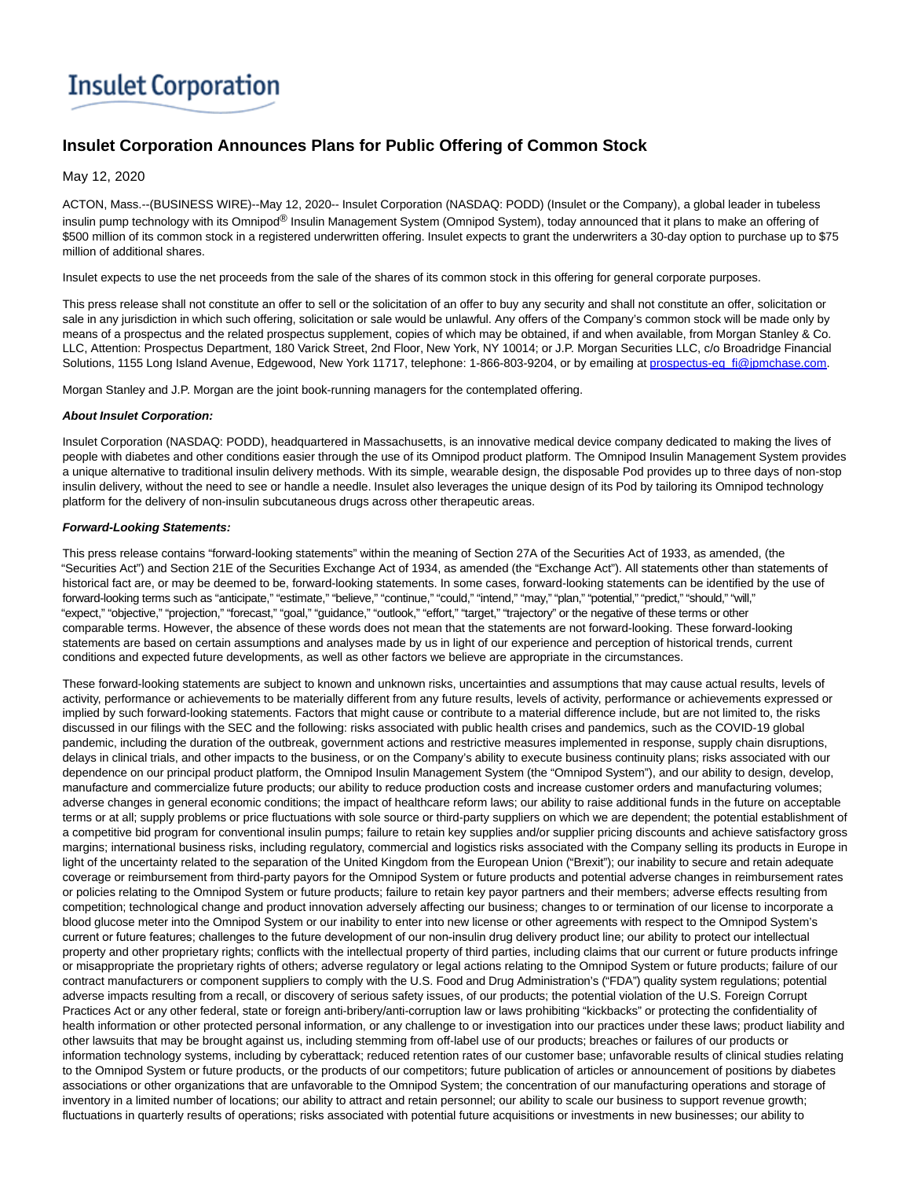Insulet Corporation

# Insulet Corporation Announces Plans for Public Offering of Common Stock

May 12, 2020

ACTON, Mass.--(BUSINESS WIRE)--May 12, 2020-- Insulet Corporation (NASDAQ: PODD) (Insulet or the Company), a global leader in tubeless insulin pump technology with its Omnipod® Insulin Management System (Omnipod System), today announced that it plans to make an offering of \$500 million of its common stock in a registered underwritten offering. Insulet expects to grant the underwriters a 30-day option to purchase up to \$75 million of additional shares.

Insulet expects to use the net proceeds from the sale of the shares of its common stock in this offering for general corporate purposes.

This press release shall not constitute an offer to sell or the solicitation of an offer to buy any security and shall not constitute an offer, solicitation or sale in any jurisdiction in which such offering, solicitation or sale would be unlawful. Any offers of the Company's common stock will be made only by means of a prospectus and the related prospectus supplement, copies of which may be obtained, if and when available, from Morgan Stanley & Co. LLC, Attention: Prospectus Department, 180 Varick Street, 2nd Floor, New York, NY 10014; or J.P. Morgan Securities LLC, c/o Broadridge Financial Solutions, 1155 Long Island Avenue, Edgewood, New York 11717, telephone: 1-866-803-9204, or by emailing at prospectus-eq_fi@jpmchase.com.

Morgan Stanley and J.P. Morgan are the joint book-running managers for the contemplated offering.

***About Insulet Corporation:***

Insulet Corporation (NASDAQ: PODD), headquartered in Massachusetts, is an innovative medical device company dedicated to making the lives of people with diabetes and other conditions easier through the use of its Omnipod product platform. The Omnipod Insulin Management System provides a unique alternative to traditional insulin delivery methods. With its simple, wearable design, the disposable Pod provides up to three days of non-stop insulin delivery, without the need to see or handle a needle. Insulet also leverages the unique design of its Pod by tailoring its Omnipod technology platform for the delivery of non-insulin subcutaneous drugs across other therapeutic areas.

***Forward-Looking Statements:***

This press release contains "forward-looking statements" within the meaning of Section 27A of the Securities Act of 1933, as amended, (the "Securities Act") and Section 21E of the Securities Exchange Act of 1934, as amended (the "Exchange Act"). All statements other than statements of historical fact are, or may be deemed to be, forward-looking statements. In some cases, forward-looking statements can be identified by the use of forward-looking terms such as "anticipate," "estimate," "believe," "continue," "could," "intend," "may," "plan," "potential," "predict," "should," "will," "expect," "objective," "projection," "forecast," "goal," "guidance," "outlook," "effort," "target," "trajectory" or the negative of these terms or other comparable terms. However, the absence of these words does not mean that the statements are not forward-looking. These forward-looking statements are based on certain assumptions and analyses made by us in light of our experience and perception of historical trends, current conditions and expected future developments, as well as other factors we believe are appropriate in the circumstances.

These forward-looking statements are subject to known and unknown risks, uncertainties and assumptions that may cause actual results, levels of activity, performance or achievements to be materially different from any future results, levels of activity, performance or achievements expressed or implied by such forward-looking statements. Factors that might cause or contribute to a material difference include, but are not limited to, the risks discussed in our filings with the SEC and the following: risks associated with public health crises and pandemics, such as the COVID-19 global pandemic, including the duration of the outbreak, government actions and restrictive measures implemented in response, supply chain disruptions, delays in clinical trials, and other impacts to the business, or on the Company's ability to execute business continuity plans; risks associated with our dependence on our principal product platform, the Omnipod Insulin Management System (the "Omnipod System"), and our ability to design, develop, manufacture and commercialize future products; our ability to reduce production costs and increase customer orders and manufacturing volumes; adverse changes in general economic conditions; the impact of healthcare reform laws; our ability to raise additional funds in the future on acceptable terms or at all; supply problems or price fluctuations with sole source or third-party suppliers on which we are dependent; the potential establishment of a competitive bid program for conventional insulin pumps; failure to retain key supplies and/or supplier pricing discounts and achieve satisfactory gross margins; international business risks, including regulatory, commercial and logistics risks associated with the Company selling its products in Europe in light of the uncertainty related to the separation of the United Kingdom from the European Union ("Brexit"); our inability to secure and retain adequate coverage or reimbursement from third-party payors for the Omnipod System or future products and potential adverse changes in reimbursement rates or policies relating to the Omnipod System or future products; failure to retain key payor partners and their members; adverse effects resulting from competition; technological change and product innovation adversely affecting our business; changes to or termination of our license to incorporate a blood glucose meter into the Omnipod System or our inability to enter into new license or other agreements with respect to the Omnipod System's current or future features; challenges to the future development of our non-insulin drug delivery product line; our ability to protect our intellectual property and other proprietary rights; conflicts with the intellectual property of third parties, including claims that our current or future products infringe or misappropriate the proprietary rights of others; adverse regulatory or legal actions relating to the Omnipod System or future products; failure of our contract manufacturers or component suppliers to comply with the U.S. Food and Drug Administration's ("FDA") quality system regulations; potential adverse impacts resulting from a recall, or discovery of serious safety issues, of our products; the potential violation of the U.S. Foreign Corrupt Practices Act or any other federal, state or foreign anti-bribery/anti-corruption law or laws prohibiting "kickbacks" or protecting the confidentiality of health information or other protected personal information, or any challenge to or investigation into our practices under these laws; product liability and other lawsuits that may be brought against us, including stemming from off-label use of our products; breaches or failures of our products or information technology systems, including by cyberattack; reduced retention rates of our customer base; unfavorable results of clinical studies relating to the Omnipod System or future products, or the products of our competitors; future publication of articles or announcement of positions by diabetes associations or other organizations that are unfavorable to the Omnipod System; the concentration of our manufacturing operations and storage of inventory in a limited number of locations; our ability to attract and retain personnel; our ability to scale our business to support revenue growth; fluctuations in quarterly results of operations; risks associated with potential future acquisitions or investments in new businesses; our ability to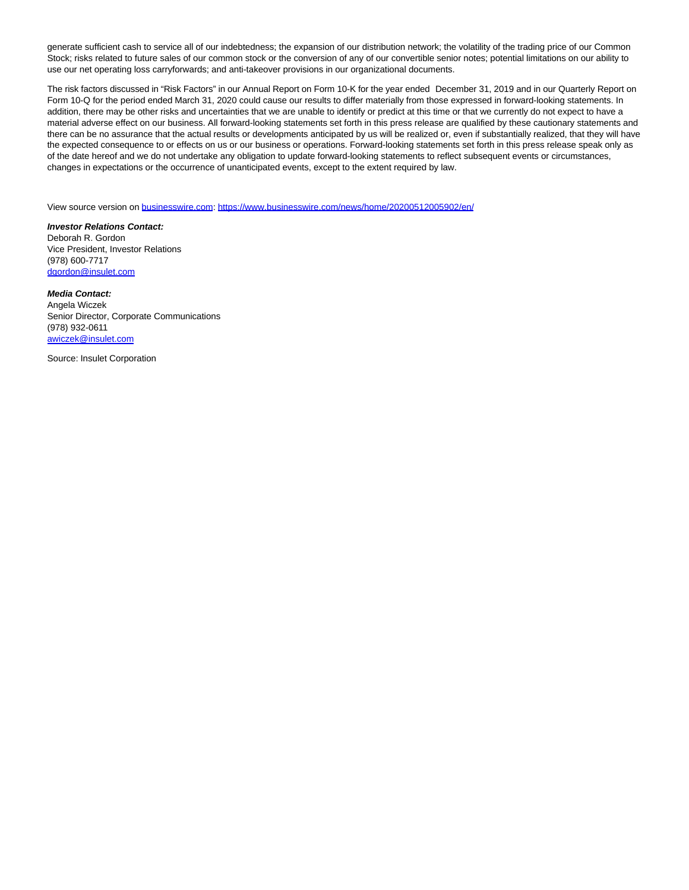generate sufficient cash to service all of our indebtedness; the expansion of our distribution network; the volatility of the trading price of our Common Stock; risks related to future sales of our common stock or the conversion of any of our convertible senior notes; potential limitations on our ability to use our net operating loss carryforwards; and anti-takeover provisions in our organizational documents.

The risk factors discussed in "Risk Factors" in our Annual Report on Form 10-K for the year ended December 31, 2019 and in our Quarterly Report on Form 10-Q for the period ended March 31, 2020 could cause our results to differ materially from those expressed in forward-looking statements. In addition, there may be other risks and uncertainties that we are unable to identify or predict at this time or that we currently do not expect to have a material adverse effect on our business. All forward-looking statements set forth in this press release are qualified by these cautionary statements and there can be no assurance that the actual results or developments anticipated by us will be realized or, even if substantially realized, that they will have the expected consequence to or effects on us or our business or operations. Forward-looking statements set forth in this press release speak only as of the date hereof and we do not undertake any obligation to update forward-looking statements to reflect subsequent events or circumstances, changes in expectations or the occurrence of unanticipated events, except to the extent required by law.

View source version on businesswire.com: https://www.businesswire.com/news/home/20200512005902/en/

***Investor Relations Contact:***
Deborah R. Gordon
Vice President, Investor Relations
(978) 600-7717
dgordon@insulet.com

***Media Contact:***
Angela Wiczek
Senior Director, Corporate Communications
(978) 932-0611
awiczek@insulet.com

Source: Insulet Corporation